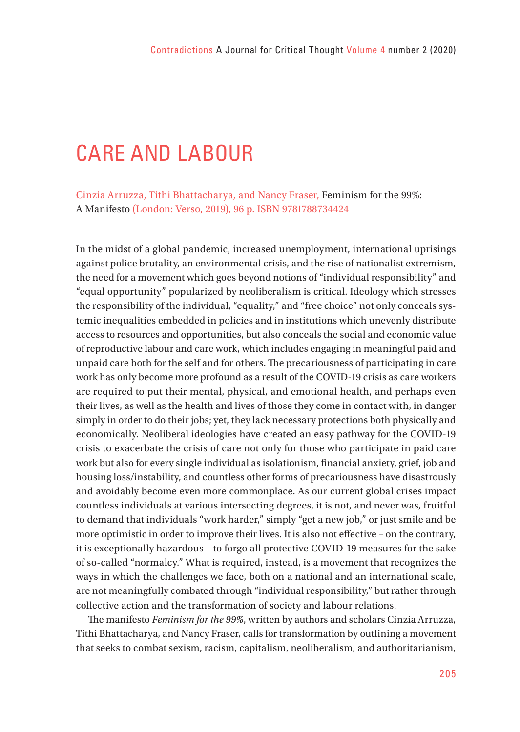# CARE AND LABOUR

Cinzia Arruzza, Tithi Bhattacharya, and Nancy Fraser, Feminism for the 99%: A Manifesto (London: Verso, 2019), 96 p. ISBN 9781788734424

In the midst of a global pandemic, increased unemployment, international uprisings against police brutality, an environmental crisis, and the rise of nationalist extremism, the need for a movement which goes beyond notions of "individual responsibility" and "equal opportunity" popularized by neoliberalism is critical. Ideology which stresses the responsibility of the individual, "equality," and "free choice" not only conceals systemic inequalities embedded in policies and in institutions which unevenly distribute access to resources and opportunities, but also conceals the social and economic value of reproductive labour and care work, which includes engaging in meaningful paid and unpaid care both for the self and for others. The precariousness of participating in care work has only become more profound as a result of the COVID-19 crisis as care workers are required to put their mental, physical, and emotional health, and perhaps even their lives, as well as the health and lives of those they come in contact with, in danger simply in order to do their jobs; yet, they lack necessary protections both physically and economically. Neoliberal ideologies have created an easy pathway for the COVID-19 crisis to exacerbate the crisis of care not only for those who participate in paid care work but also for every single individual as isolationism, financial anxiety, grief, job and housing loss/instability, and countless other forms of precariousness have disastrously and avoidably become even more commonplace. As our current global crises impact countless individuals at various intersecting degrees, it is not, and never was, fruitful to demand that individuals "work harder," simply "get a new job," or just smile and be more optimistic in order to improve their lives. It is also not effective – on the contrary, it is exceptionally hazardous – to forgo all protective COVID-19 measures for the sake of so-called "normalcy." What is required, instead, is a movement that recognizes the ways in which the challenges we face, both on a national and an international scale, are not meaningfully combated through "individual responsibility," but rather through collective action and the transformation of society and labour relations.

The manifesto *Feminism for the 99%*, written by authors and scholars Cinzia Arruzza, Tithi Bhattacharya, and Nancy Fraser, calls for transformation by outlining a movement that seeks to combat sexism, racism, capitalism, neoliberalism, and authoritarianism,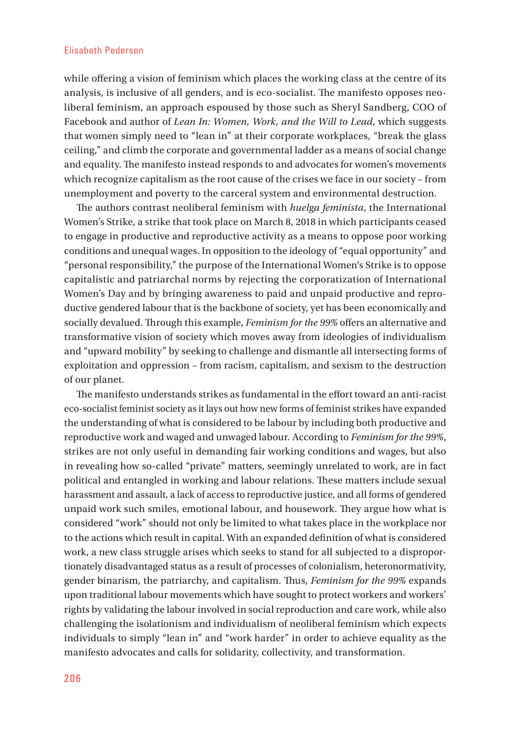while offering a vision of feminism which places the working class at the centre of its analysis, is inclusive of all genders, and is eco-socialist. The manifesto opposes neoliberal feminism, an approach espoused by those such as Sheryl Sandberg, COO of Facebook and author of *Lean In: Women, Work, and the Will to Lead*, which suggests that women simply need to "lean in" at their corporate workplaces, "break the glass ceiling," and climb the corporate and governmental ladder as a means of social change and equality. The manifesto instead responds to and advocates for women's movements which recognize capitalism as the root cause of the crises we face in our society – from unemployment and poverty to the carceral system and environmental destruction.

The authors contrast neoliberal feminism with *huelga feminista*, the International Women's Strike, a strike that took place on March 8, 2018 in which participants ceased to engage in productive and reproductive activity as a means to oppose poor working conditions and unequal wages. In opposition to the ideology of "equal opportunity" and "personal responsibility," the purpose of the International Women's Strike is to oppose capitalistic and patriarchal norms by rejecting the corporatization of International Women's Day and by bringing awareness to paid and unpaid productive and reproductive gendered labour that is the backbone of society, yet has been economically and socially devalued. Through this example, *Feminism for the 99%* offers an alternative and transformative vision of society which moves away from ideologies of individualism and "upward mobility" by seeking to challenge and dismantle all intersecting forms of exploitation and oppression – from racism, capitalism, and sexism to the destruction of our planet.

The manifesto understands strikes as fundamental in the effort toward an anti-racist eco-socialist feminist society as it lays out how new forms of feminist strikes have expanded the understanding of what is considered to be labour by including both productive and reproductive work and waged and unwaged labour. According to *Feminism for the 99%*, strikes are not only useful in demanding fair working conditions and wages, but also in revealing how so-called "private" matters, seemingly unrelated to work, are in fact political and entangled in working and labour relations. These matters include sexual harassment and assault, a lack of access to reproductive justice, and all forms of gendered unpaid work such smiles, emotional labour, and housework. They argue how what is considered "work" should not only be limited to what takes place in the workplace nor to the actions which result in capital. With an expanded definition of what is considered work, a new class struggle arises which seeks to stand for all subjected to a disproportionately disadvantaged status as a result of processes of colonialism, heteronormativity, gender binarism, the patriarchy, and capitalism. Thus, *Feminism for the 99%* expands upon traditional labour movements which have sought to protect workers and workers' rights by validating the labour involved in social reproduction and care work, while also challenging the isolationism and individualism of neoliberal feminism which expects individuals to simply "lean in" and "work harder" in order to achieve equality as the manifesto advocates and calls for solidarity, collectivity, and transformation.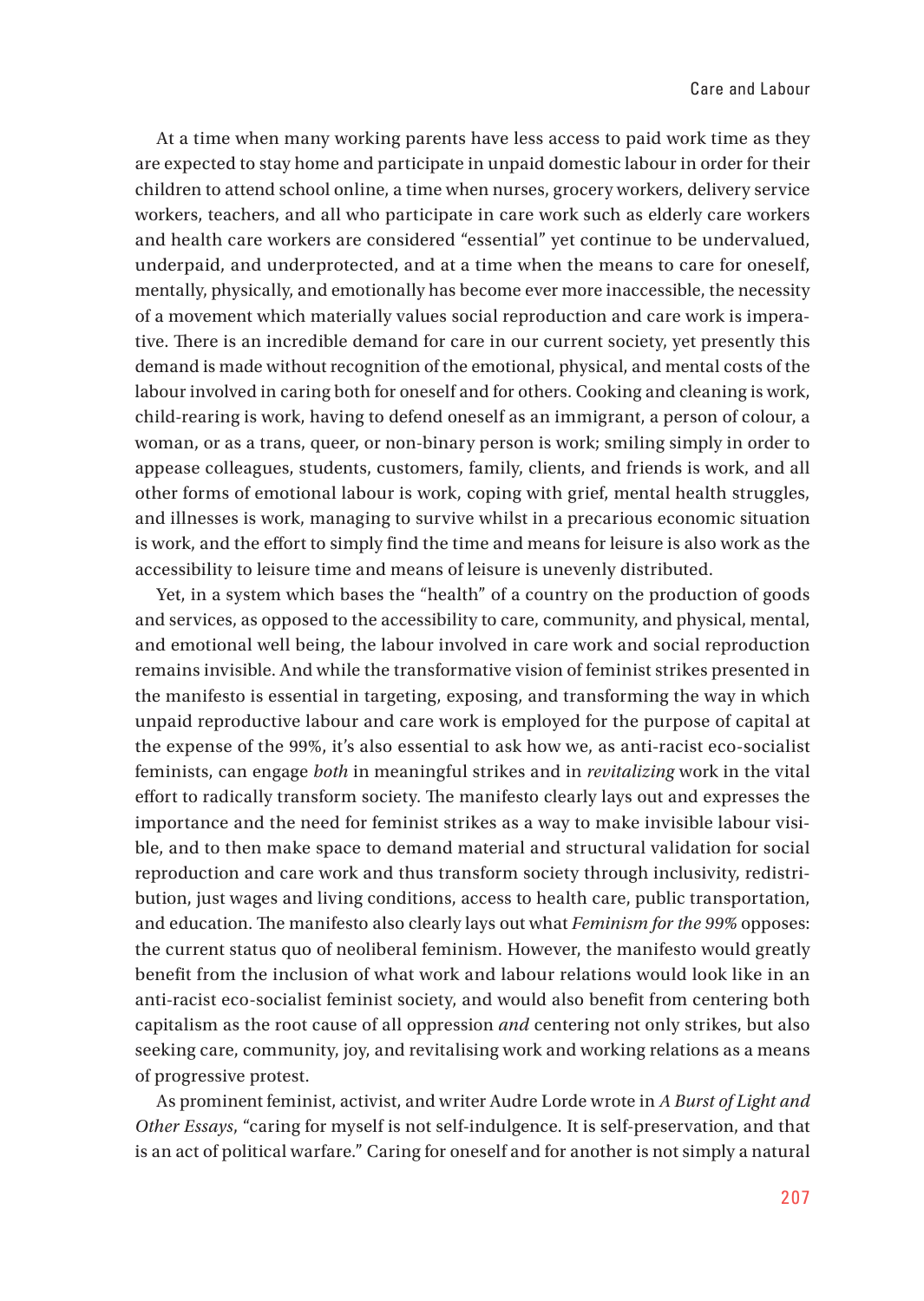At a time when many working parents have less access to paid work time as they are expected to stay home and participate in unpaid domestic labour in order for their children to attend school online, a time when nurses, grocery workers, delivery service workers, teachers, and all who participate in care work such as elderly care workers and health care workers are considered "essential" yet continue to be undervalued, underpaid, and underprotected, and at a time when the means to care for oneself, mentally, physically, and emotionally has become ever more inaccessible, the necessity of a movement which materially values social reproduction and care work is imperative. There is an incredible demand for care in our current society, yet presently this demand is made without recognition of the emotional, physical, and mental costs of the labour involved in caring both for oneself and for others. Cooking and cleaning is work, child-rearing is work, having to defend oneself as an immigrant, a person of colour, a woman, or as a trans, queer, or non-binary person is work; smiling simply in order to appease colleagues, students, customers, family, clients, and friends is work, and all other forms of emotional labour is work, coping with grief, mental health struggles, and illnesses is work, managing to survive whilst in a precarious economic situation is work, and the effort to simply find the time and means for leisure is also work as the accessibility to leisure time and means of leisure is unevenly distributed.

Yet, in a system which bases the "health" of a country on the production of goods and services, as opposed to the accessibility to care, community, and physical, mental, and emotional well being, the labour involved in care work and social reproduction remains invisible. And while the transformative vision of feminist strikes presented in the manifesto is essential in targeting, exposing, and transforming the way in which unpaid reproductive labour and care work is employed for the purpose of capital at the expense of the 99%, it's also essential to ask how we, as anti-racist eco-socialist feminists, can engage *both* in meaningful strikes and in *revitalizing* work in the vital effort to radically transform society. The manifesto clearly lays out and expresses the importance and the need for feminist strikes as a way to make invisible labour visible, and to then make space to demand material and structural validation for social reproduction and care work and thus transform society through inclusivity, redistribution, just wages and living conditions, access to health care, public transportation, and education. The manifesto also clearly lays out what *Feminism for the 99%* opposes: the current status quo of neoliberal feminism. However, the manifesto would greatly benefit from the inclusion of what work and labour relations would look like in an anti-racist eco-socialist feminist society, and would also benefit from centering both capitalism as the root cause of all oppression *and* centering not only strikes, but also seeking care, community, joy, and revitalising work and working relations as a means of progressive protest.

As prominent feminist, activist, and writer Audre Lorde wrote in *A Burst of Light and Other Essays*, "caring for myself is not self-indulgence. It is self-preservation, and that is an act of political warfare." Caring for oneself and for another is not simply a natural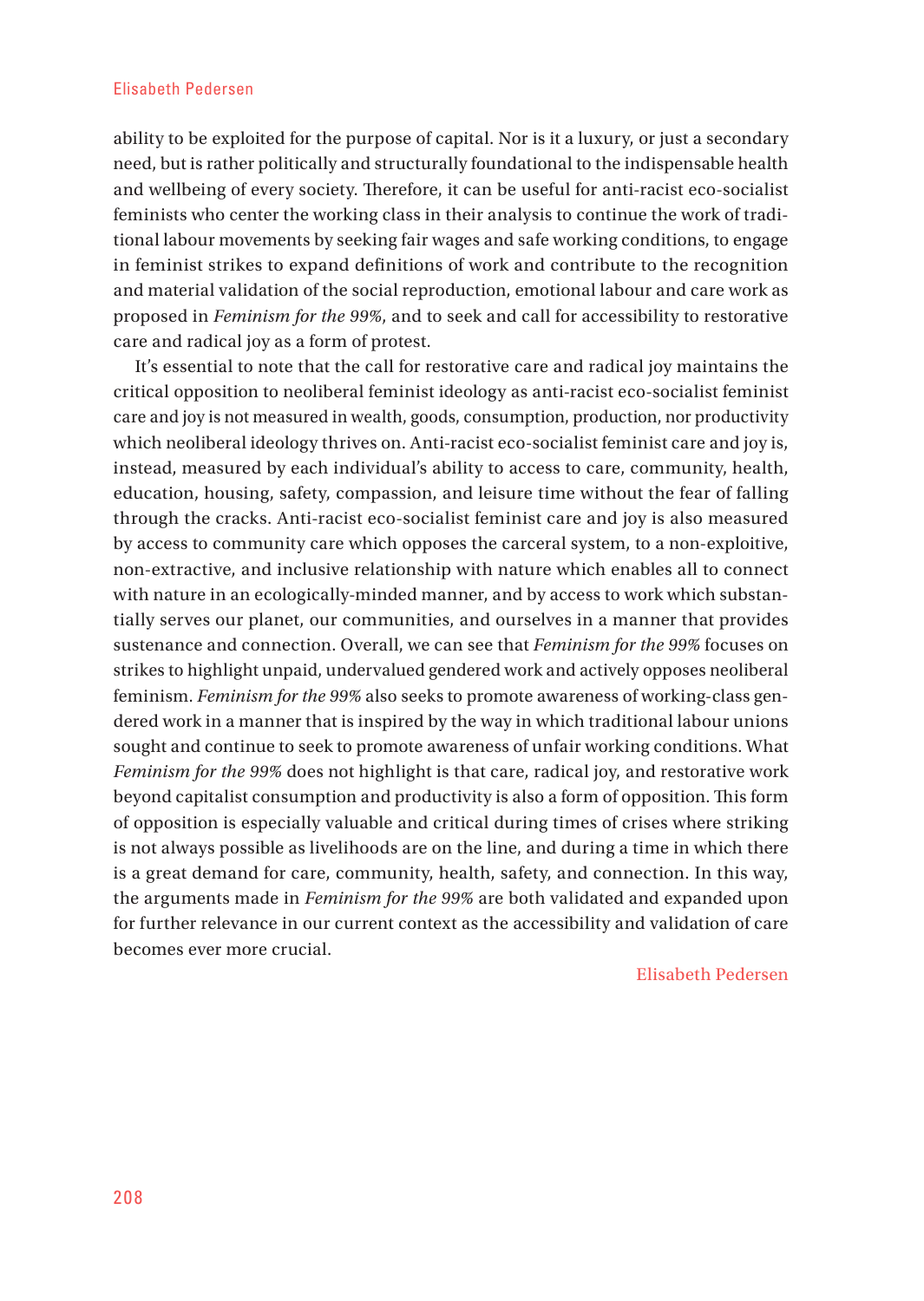ability to be exploited for the purpose of capital. Nor is it a luxury, or just a secondary need, but is rather politically and structurally foundational to the indispensable health and wellbeing of every society. Therefore, it can be useful for anti-racist eco-socialist feminists who center the working class in their analysis to continue the work of traditional labour movements by seeking fair wages and safe working conditions, to engage in feminist strikes to expand definitions of work and contribute to the recognition and material validation of the social reproduction, emotional labour and care work as proposed in *Feminism for the 99%*, and to seek and call for accessibility to restorative care and radical joy as a form of protest.

It's essential to note that the call for restorative care and radical joy maintains the critical opposition to neoliberal feminist ideology as anti-racist eco-socialist feminist care and joy is not measured in wealth, goods, consumption, production, nor productivity which neoliberal ideology thrives on. Anti-racist eco-socialist feminist care and joy is, instead, measured by each individual's ability to access to care, community, health, education, housing, safety, compassion, and leisure time without the fear of falling through the cracks. Anti-racist eco-socialist feminist care and joy is also measured by access to community care which opposes the carceral system, to a non-exploitive, non-extractive, and inclusive relationship with nature which enables all to connect with nature in an ecologically-minded manner, and by access to work which substantially serves our planet, our communities, and ourselves in a manner that provides sustenance and connection. Overall, we can see that *Feminism for the 99%* focuses on strikes to highlight unpaid, undervalued gendered work and actively opposes neoliberal feminism. *Feminism for the 99%* also seeks to promote awareness of working-class gendered work in a manner that is inspired by the way in which traditional labour unions sought and continue to seek to promote awareness of unfair working conditions. What *Feminism for the 99%* does not highlight is that care, radical joy, and restorative work beyond capitalist consumption and productivity is also a form of opposition. This form of opposition is especially valuable and critical during times of crises where striking is not always possible as livelihoods are on the line, and during a time in which there is a great demand for care, community, health, safety, and connection. In this way, the arguments made in *Feminism for the 99%* are both validated and expanded upon for further relevance in our current context as the accessibility and validation of care becomes ever more crucial.

Elisabeth Pedersen